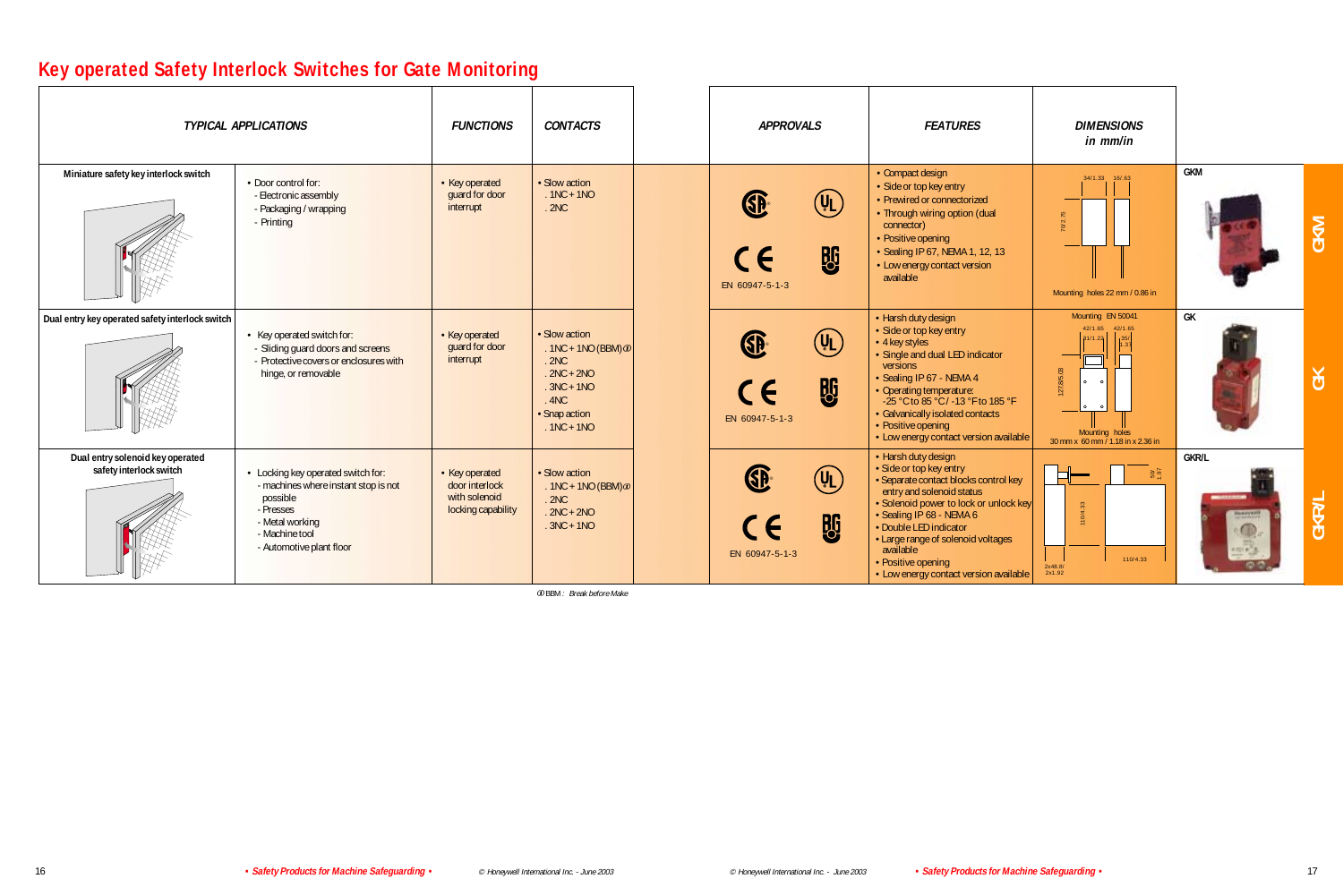# Key operated Safety Interlock Switches for Gate Monitoring

| TYPICAL APPLICATIONS | | FUNCTIONS | CONTACTS | APPROVALS | FEATURES | DIMENSIONS in mm/in | |
|---|---|---|---|---|---|---|---|
| Miniature safety key interlock switch | • Door control for:<br>- Electronic assembly<br>- Packaging / wrapping<br>- Printing | • Key operated guard for door interrupt | • Slow action<br>. 1NC + 1NO<br>. 2NC | EN 60947-5-1-3 | • Compact design<br>• Side or top key entry<br>• Prewired or connectorized<br>• Through wiring option (dual connector)<br>• Positive opening<br>• Sealing IP 67, NEMA 1, 12, 13<br>• Low energy contact version available | 34/1.33; 16/.63; 70/2.75<br>Mounting holes 22 mm / 0.86 in | GKM |
| Dual entry key operated safety interlock switch | • Key operated switch for:<br>- Sliding guard doors and screens<br>- Protective covers or enclosures with hinge, or removable | • Key operated guard for door interrupt | • Slow action<br>. 1NC + 1NO (BBM) ①<br>. 2NC<br>. 2NC + 2NO<br>. 3NC + 1NO<br>. 4NC<br>• Snap action<br>. 1NC + 1NO | EN 60947-5-1-3 | • Harsh duty design<br>• Side or top key entry<br>• 4 key styles<br>• Single and dual LED indicator versions<br>• Sealing IP 67 - NEMA 4<br>• Operating temperature: -25 °C to 85 °C / -13 °F to 185 °F<br>• Galvanically isolated contacts<br>• Positive opening<br>• Low energy contact version available | Mounting EN 50041<br>42/1.65; 42/1.65; 31/1.22; 35/1.37; 127/5.00<br>Mounting holes 30 mm x 60 mm / 1.18 in x 2.36 in | GK |
| Dual entry solenoid key operated safety interlock switch | • Locking key operated switch for:<br>- machines where instant stop is not possible<br>- Presses<br>- Metal working<br>- Machine tool<br>- Automotive plant floor | • Key operated door interlock with solenoid locking capability | • Slow action<br>. 1NC + 1NO (BBM) ①<br>. 2NC<br>. 2NC + 2NO<br>. 3NC + 1NO | EN 60947-5-1-3 | • Harsh duty design<br>• Side or top key entry<br>• Separate contact blocks control key entry and solenoid status<br>• Solenoid power to lock or unlock key<br>• Sealing IP 68 - NEMA 6<br>• Double LED indicator<br>• Large range of solenoid voltages available<br>• Positive opening<br>• Low energy contact version available | 50/1.97; 110/4.33; 110/4.33; 2x48.8/2x1.92 | GKR/L |

① BBM : *Break before Make*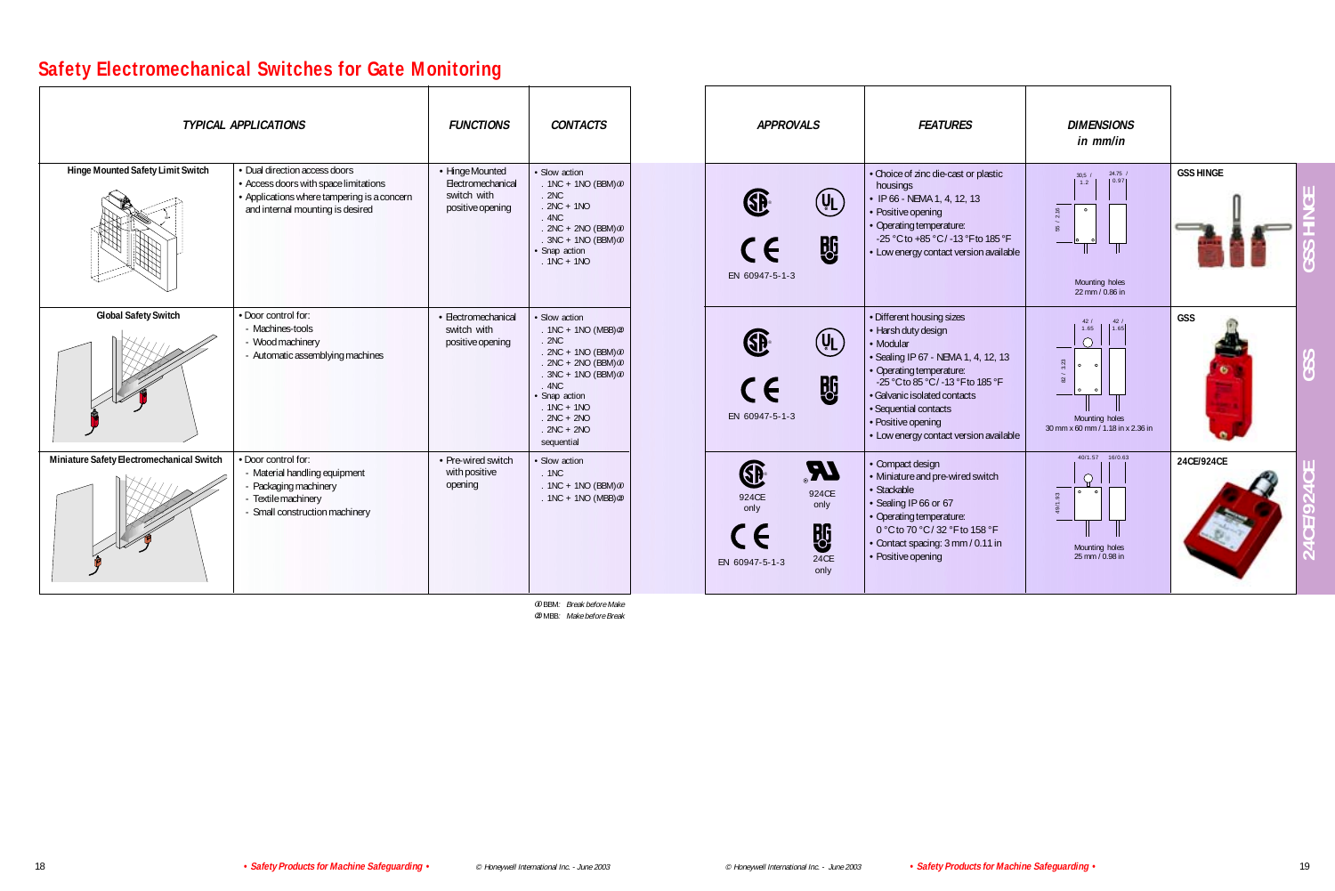## Safety Electromechanical Switches for Gate Monitoring

| TYPICAL APPLICATIONS | | FUNCTIONS | CONTACTS | APPROVALS | FEATURES | DIMENSIONS in mm/in | |
|---|---|---|---|---|---|---|---|
| **Hinge Mounted Safety Limit Switch** | • Dual direction access doors<br>• Access doors with space limitations<br>• Applications where tampering is a concern and internal mounting is desired | • Hinge Mounted Electromechanical switch with positive opening | • Slow action<br>. 1NC + 1NO (BBM)①<br>. 2NC<br>. 2NC + 1NO<br>. 4NC<br>. 2NC + 2NO (BBM)①<br>. 3NC + 1NO (BBM)①<br>• Snap action<br>. 1NC + 1NO | EN 60947-5-1-3 | • Choice of zinc die-cast or plastic housings<br>• IP 66 - NEMA 1, 4, 12, 13<br>• Positive opening<br>• Operating temperature: -25 °C to +85 °C / -13 °F to 185 °F<br>• Low energy contact version available | 30.5 / 1.2; 24.75 / 0.97; 55 / 2.16<br>Mounting holes 22 mm / 0.86 in | **GSS HINGE** |
| **Global Safety Switch** | • Door control for:<br>- Machines-tools<br>- Wood machinery<br>- Automatic assemblying machines | • Electromechanical switch with positive opening | • Slow action<br>. 1NC + 1NO (MBB)②<br>. 2NC<br>. 2NC + 1NO (BBM)①<br>. 2NC + 2NO (BBM)①<br>. 3NC + 1NO (BBM)①<br>. 4NC<br>• Snap action<br>. 1NC + 1NO<br>. 2NC + 2NO<br>. 2NC + 2NO sequential | EN 60947-5-1-3 | • Different housing sizes<br>• Harsh duty design<br>• Modular<br>• Sealing IP 67 - NEMA 1, 4, 12, 13<br>• Operating temperature: -25 °C to 85 °C / -13 °F to 185 °F<br>• Galvanic isolated contacts<br>• Sequential contacts<br>• Positive opening<br>• Low energy contact version available | 42 / 1.65; 42 / 1.65; 82 / 3.23<br>Mounting holes 30 mm x 60 mm / 1.18 in x 2.36 in | **GSS** |
| **Miniature Safety Electromechanical Switch** | • Door control for:<br>- Material handling equipment<br>- Packaging machinery<br>- Textile machinery<br>- Small construction machinery | • Pre-wired switch with positive opening | • Slow action<br>. 1NC<br>. 1NC + 1NO (BBM)①<br>. 1NC + 1NO (MBB)② | 924CE only; 924CE only; EN 60947-5-1-3; 24CE only | • Compact design<br>• Miniature and pre-wired switch<br>• Stackable<br>• Sealing IP 66 or 67<br>• Operating temperature: 0 °C to 70 °C / 32 °F to 158 °F<br>• Contact spacing: 3 mm / 0.11 in<br>• Positive opening | 40/1.57; 16/0.63; 49/1.93<br>Mounting holes 25 mm / 0.98 in | **24CE/924CE** |

① BBM: *Break before Make*
② MBB: *Make before Break*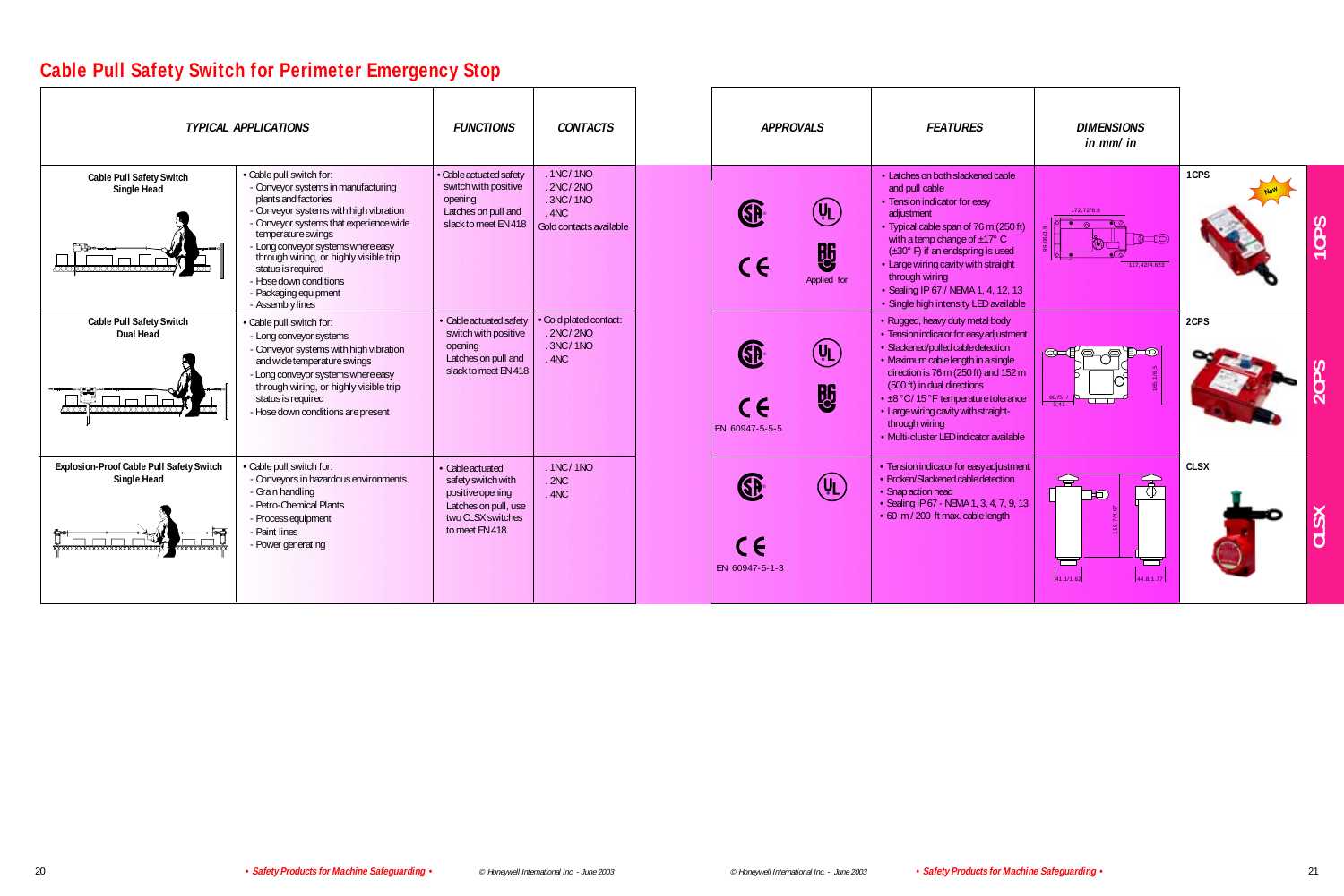# Cable Pull Safety Switch for Perimeter Emergency Stop

| TYPICAL APPLICATIONS | | FUNCTIONS | CONTACTS | APPROVALS | FEATURES | DIMENSIONS in mm/ in | | |
|---|---|---|---|---|---|---|---|---|
| **Cable Pull Safety Switch Single Head** | • Cable pull switch for:<br>- Conveyor systems in manufacturing plants and factories<br>- Conveyor systems with high vibration<br>- Conveyor systems that experience wide temperature swings<br>- Long conveyor systems where easy through wiring, or highly visible trip status is required<br>- Hose down conditions<br>- Packaging equipment<br>- Assembly lines | • Cable actuated safety switch with positive opening<br>Latches on pull and slack to meet EN 418 | . 1NC / 1NO<br>. 2NC / 2NO<br>. 3NC / 1NO<br>. 4NC<br>Gold contacts available | Applied for | • Latches on both slackened cable and pull cable<br>• Tension indicator for easy adjustment<br>• Typical cable span of 76 m (250 ft) with a temp change of ±17° C (±30° F) if an endspring is used<br>• Large wiring cavity with straight through wiring<br>• Sealing IP 67 / NEMA 1, 4, 12, 13<br>• Single high intensity LED available | 172,72/6.8<br>99.06/3.9<br>117,42/4.623 | 1CPS<br>New | 1CPS |
| **Cable Pull Safety Switch Dual Head** | • Cable pull switch for:<br>- Long conveyor systems<br>- Conveyor systems with high vibration and wide temperature swings<br>- Long conveyor systems where easy through wiring, or highly visible trip status is required<br>- Hose down conditions are present | • Cable actuated safety switch with positive opening<br>Latches on pull and slack to meet EN 418 | • Gold plated contact:<br>. 2NC / 2NO<br>. 3NC / 1NO<br>. 4NC | EN 60947-5-5-5 | • Rugged, heavy duty metal body<br>• Tension indicator for easy adjustment<br>• Slackened/pulled cable detection<br>• Maximum cable length in a single direction is 76 m (250 ft) and 152 m (500 ft) in dual directions<br>• ±8 °C/ 15 °F temperature tolerance<br>• Large wiring cavity with straight-through wiring<br>• Multi-cluster LED indicator available | 86,75 / 3.41<br>105,1/4.5 | 2CPS | 2CPS |
| **Explosion-Proof Cable Pull Safety Switch Single Head** | • Cable pull switch for:<br>- Conveyors in hazardous environments<br>- Grain handling<br>- Petro-Chemical Plants<br>- Process equipment<br>- Paint lines<br>- Power generating | • Cable actuated safety switch with positive opening<br>Latches on pull, use two CLSX switches to meet EN 418 | . 1NC / 1NO<br>. 2NC<br>. 4NC | EN 60947-5-1-3 | • Tension indicator for easy adjustment<br>• Broken/Slackened cable detection<br>• Snap action head<br>• Sealing IP 67 - NEMA 1, 3, 4, 7, 9, 13<br>• 60 m / 200 ft max. cable length | 118,7/4.67<br>41.1/1.62<br>44.8/1.77 | CLSX | CLSX |

• Safety Products for Machine Safeguarding • © Honeywell International Inc. - June 2003